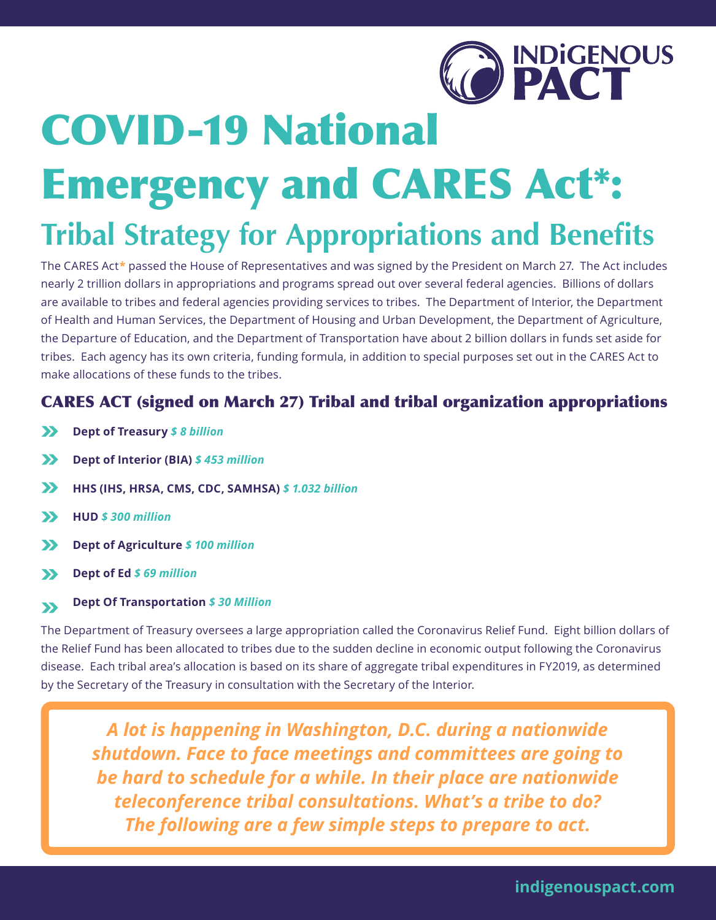INDIGENOUS PACT

# COVID-19 National Emergency and CARES Act*:

## Tribal Strategy for Appropriations and Benefits

The CARES Act* passed the House of Representatives and was signed by the President on March 27. The Act includes nearly 2 trillion dollars in appropriations and programs spread out over several federal agencies. Billions of dollars are available to tribes and federal agencies providing services to tribes. The Department of Interior, the Department of Health and Human Services, the Department of Housing and Urban Development, the Department of Agriculture, the Departure of Education, and the Department of Transportation have about 2 billion dollars in funds set aside for tribes. Each agency has its own criteria, funding formula, in addition to special purposes set out in the CARES Act to make allocations of these funds to the tribes.

### CARES ACT (signed on March 27) Tribal and tribal organization appropriations

- **Dept of Treasury** ***$ 8 billion***
- **Dept of Interior (BIA)** ***$ 453 million***
- **HHS (IHS, HRSA, CMS, CDC, SAMHSA)** ***$ 1.032 billion***
- **HUD** ***$ 300 million***
- **Dept of Agriculture** ***$ 100 million***
- **Dept of Ed** ***$ 69 million***
- **Dept Of Transportation** ***$ 30 Million***

The Department of Treasury oversees a large appropriation called the Coronavirus Relief Fund. Eight billion dollars of the Relief Fund has been allocated to tribes due to the sudden decline in economic output following the Coronavirus disease. Each tribal area's allocation is based on its share of aggregate tribal expenditures in FY2019, as determined by the Secretary of the Treasury in consultation with the Secretary of the Interior.

***A lot is happening in Washington, D.C. during a nationwide shutdown. Face to face meetings and committees are going to be hard to schedule for a while. In their place are nationwide teleconference tribal consultations. What's a tribe to do? The following are a few simple steps to prepare to act.***

indigenouspact.com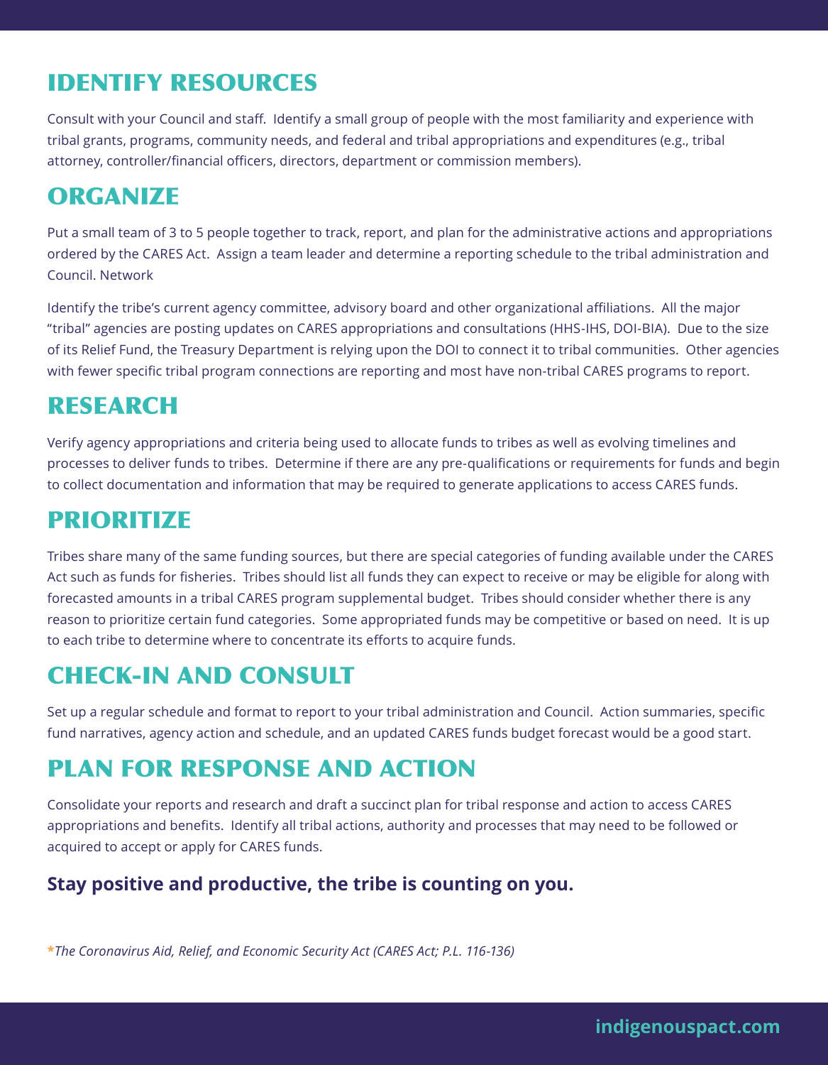## IDENTIFY RESOURCES

Consult with your Council and staff. Identify a small group of people with the most familiarity and experience with tribal grants, programs, community needs, and federal and tribal appropriations and expenditures (e.g., tribal attorney, controller/financial officers, directors, department or commission members).

## ORGANIZE

Put a small team of 3 to 5 people together to track, report, and plan for the administrative actions and appropriations ordered by the CARES Act. Assign a team leader and determine a reporting schedule to the tribal administration and Council. Network

Identify the tribe's current agency committee, advisory board and other organizational affiliations. All the major "tribal" agencies are posting updates on CARES appropriations and consultations (HHS-IHS, DOI-BIA). Due to the size of its Relief Fund, the Treasury Department is relying upon the DOI to connect it to tribal communities. Other agencies with fewer specific tribal program connections are reporting and most have non-tribal CARES programs to report.

## RESEARCH

Verify agency appropriations and criteria being used to allocate funds to tribes as well as evolving timelines and processes to deliver funds to tribes. Determine if there are any pre-qualifications or requirements for funds and begin to collect documentation and information that may be required to generate applications to access CARES funds.

## PRIORITIZE

Tribes share many of the same funding sources, but there are special categories of funding available under the CARES Act such as funds for fisheries. Tribes should list all funds they can expect to receive or may be eligible for along with forecasted amounts in a tribal CARES program supplemental budget. Tribes should consider whether there is any reason to prioritize certain fund categories. Some appropriated funds may be competitive or based on need. It is up to each tribe to determine where to concentrate its efforts to acquire funds.

## CHECK-IN AND CONSULT

Set up a regular schedule and format to report to your tribal administration and Council. Action summaries, specific fund narratives, agency action and schedule, and an updated CARES funds budget forecast would be a good start.

## PLAN FOR RESPONSE AND ACTION

Consolidate your reports and research and draft a succinct plan for tribal response and action to access CARES appropriations and benefits. Identify all tribal actions, authority and processes that may need to be followed or acquired to accept or apply for CARES funds.

**Stay positive and productive, the tribe is counting on you.**

*\*The Coronavirus Aid, Relief, and Economic Security Act (CARES Act; P.L. 116-136)*

indigenouspact.com